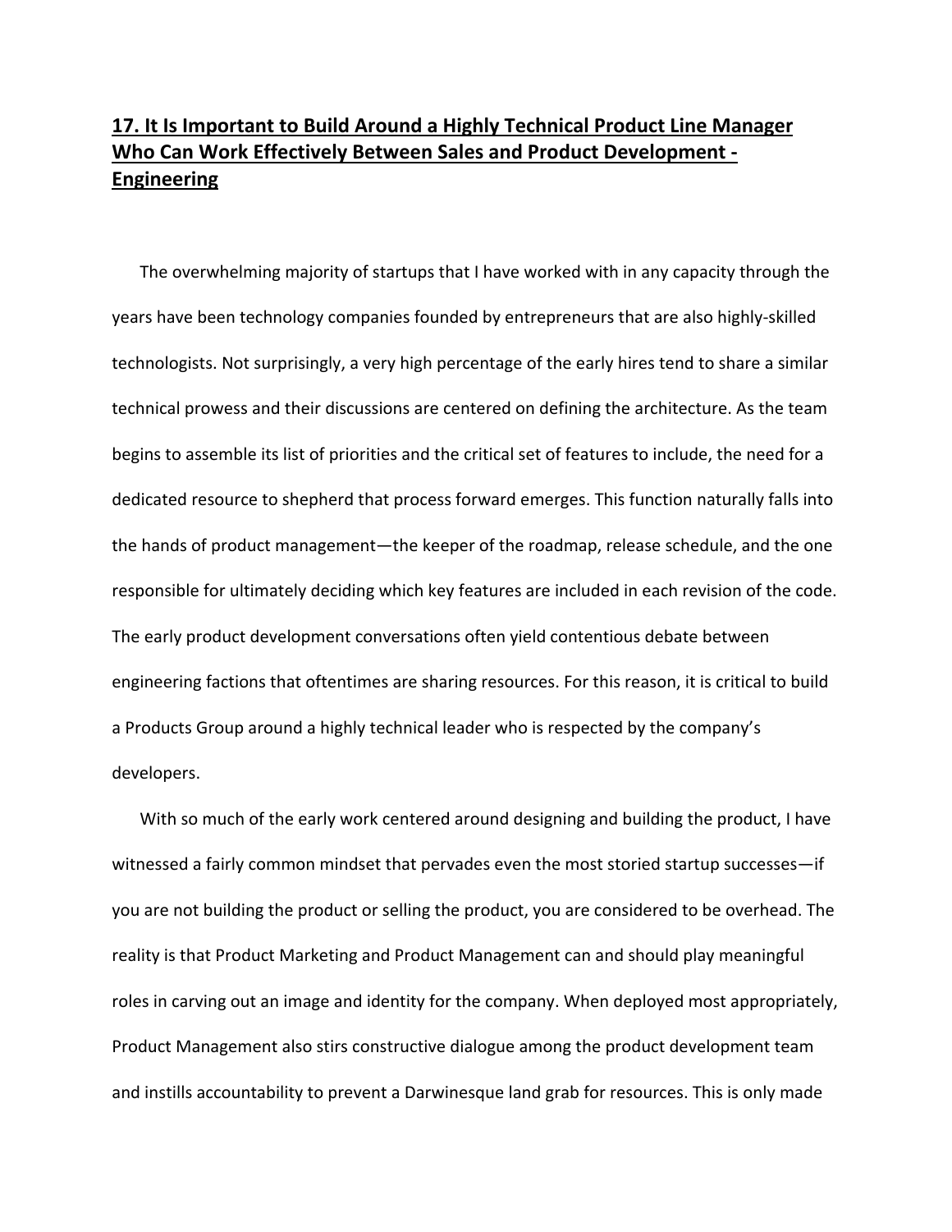## 17. It Is Important to Build Around a Highly Technical Product Line Manager Who Can Work Effectively Between Sales and Product Development - Engineering

The overwhelming majority of startups that I have worked with in any capacity through the years have been technology companies founded by entrepreneurs that are also highly-skilled technologists. Not surprisingly, a very high percentage of the early hires tend to share a similar technical prowess and their discussions are centered on defining the architecture. As the team begins to assemble its list of priorities and the critical set of features to include, the need for a dedicated resource to shepherd that process forward emerges. This function naturally falls into the hands of product management—the keeper of the roadmap, release schedule, and the one responsible for ultimately deciding which key features are included in each revision of the code. The early product development conversations often yield contentious debate between engineering factions that oftentimes are sharing resources. For this reason, it is critical to build a Products Group around a highly technical leader who is respected by the company's developers.

With so much of the early work centered around designing and building the product, I have witnessed a fairly common mindset that pervades even the most storied startup successes—if you are not building the product or selling the product, you are considered to be overhead. The reality is that Product Marketing and Product Management can and should play meaningful roles in carving out an image and identity for the company. When deployed most appropriately, Product Management also stirs constructive dialogue among the product development team and instills accountability to prevent a Darwinesque land grab for resources. This is only made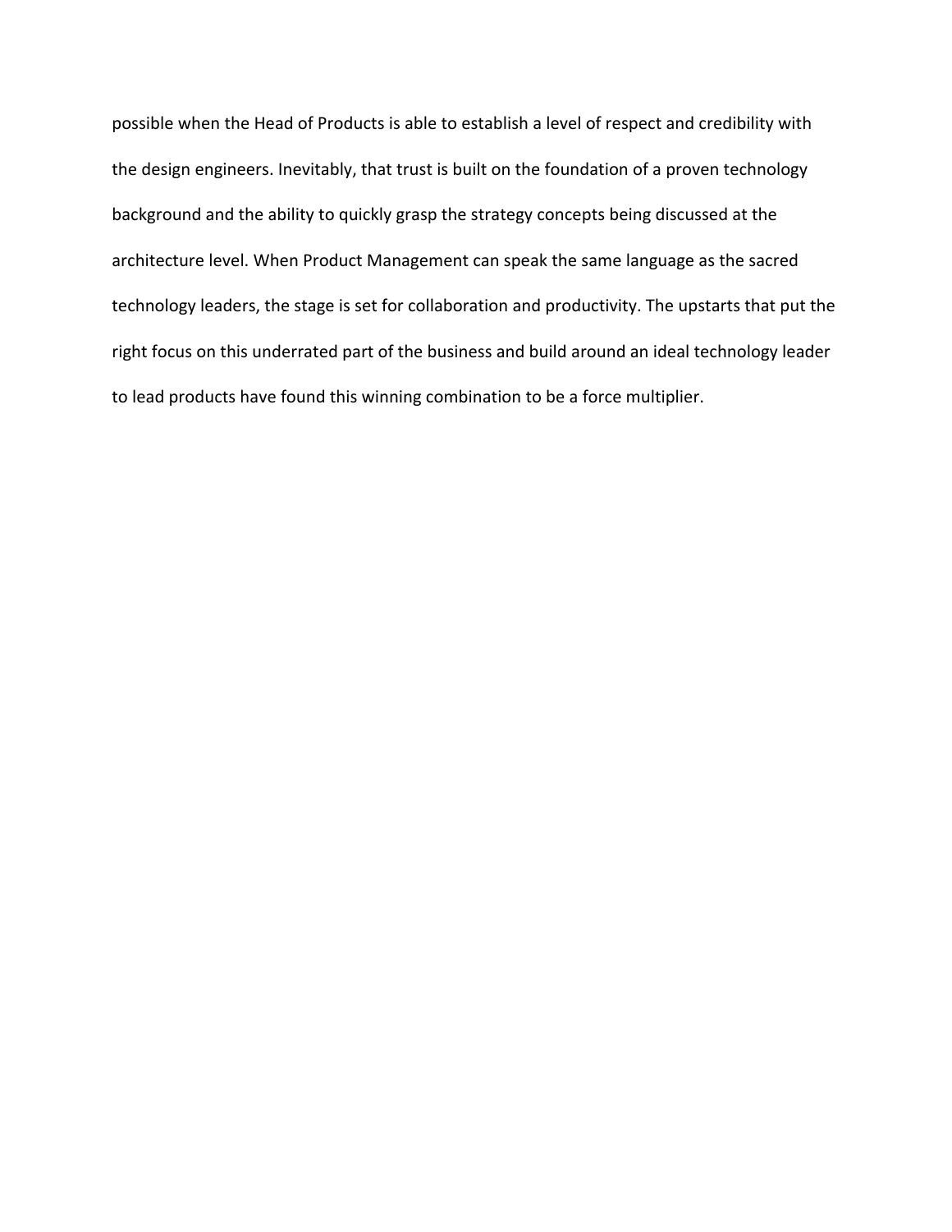possible when the Head of Products is able to establish a level of respect and credibility with the design engineers. Inevitably, that trust is built on the foundation of a proven technology background and the ability to quickly grasp the strategy concepts being discussed at the architecture level. When Product Management can speak the same language as the sacred technology leaders, the stage is set for collaboration and productivity. The upstarts that put the right focus on this underrated part of the business and build around an ideal technology leader to lead products have found this winning combination to be a force multiplier.